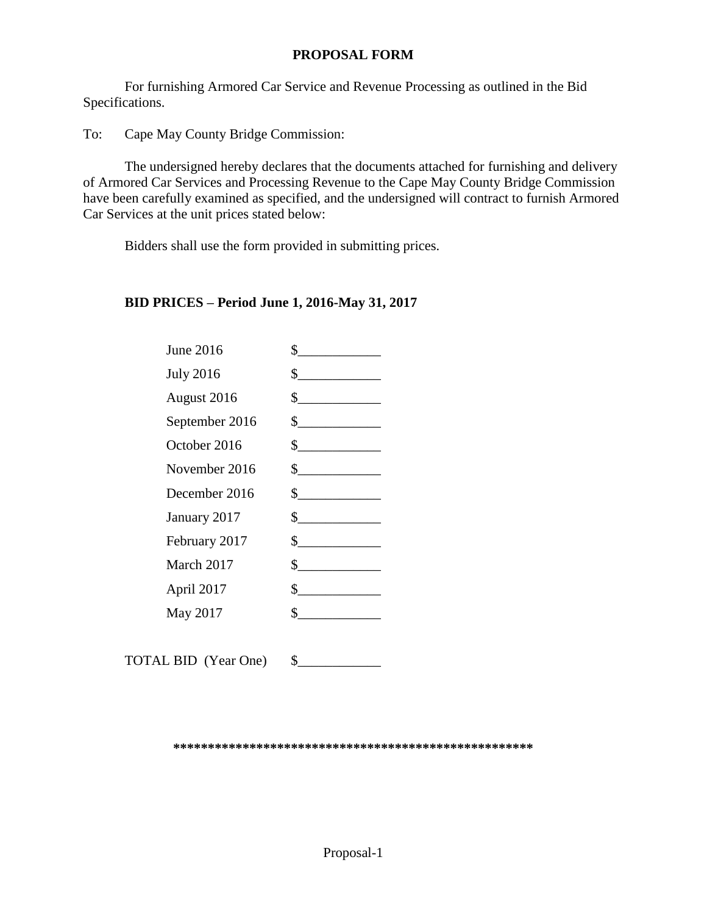# PROPOSAL FORM

For furnishing Armored Car Service and Revenue Processing as outlined in the Bid Specifications.

To: Cape May County Bridge Commission:

The undersigned hereby declares that the documents attached for furnishing and delivery of Armored Car Services and Processing Revenue to the Cape May County Bridge Commission have been carefully examined as specified, and the undersigned will contract to furnish Armored Car Services at the unit prices stated below:

Bidders shall use the form provided in submitting prices.

**BID PRICES – Period June 1, 2016-May 31, 2017**

| | |
|---|---|
| June 2016 | $____________ |
| July 2016 | $____________ |
| August 2016 | $____________ |
| September 2016 | $____________ |
| October 2016 | $____________ |
| November 2016 | $____________ |
| December 2016 | $____________ |
| January 2017 | $____________ |
| February 2017 | $____________ |
| March 2017 | $____________ |
| April 2017 | $____________ |
| May 2017 | $____________ |
| TOTAL BID (Year One) | $____________ |

**\*\*\*\*\*\*\*\*\*\*\*\*\*\*\*\*\*\*\*\*\*\*\*\*\*\*\*\*\*\*\*\*\*\*\*\*\*\*\*\*\*\*\*\*\*\*\*\*\*\*\*\*\*\***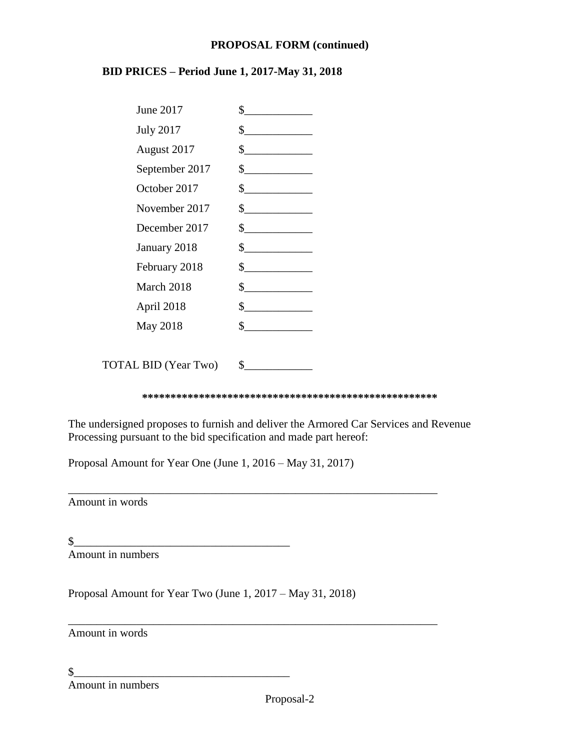**PROPOSAL FORM (continued)**

**BID PRICES – Period June 1, 2017-May 31, 2018**

| | |
|---|---|
| June 2017 | $____________ |
| July 2017 | $____________ |
| August 2017 | $____________ |
| September 2017 | $____________ |
| October 2017 | $____________ |
| November 2017 | $____________ |
| December 2017 | $____________ |
| January 2018 | $____________ |
| February 2018 | $____________ |
| March 2018 | $____________ |
| April 2018 | $____________ |
| May 2018 | $____________ |
| TOTAL BID (Year Two) | $____________ |

****************************************************

The undersigned proposes to furnish and deliver the Armored Car Services and Revenue Processing pursuant to the bid specification and made part hereof:

Proposal Amount for Year One (June 1, 2016 – May 31, 2017)

____________________________________________________________________
Amount in words

$______________________________________
Amount in numbers

Proposal Amount for Year Two (June 1, 2017 – May 31, 2018)

____________________________________________________________________
Amount in words

$______________________________________
Amount in numbers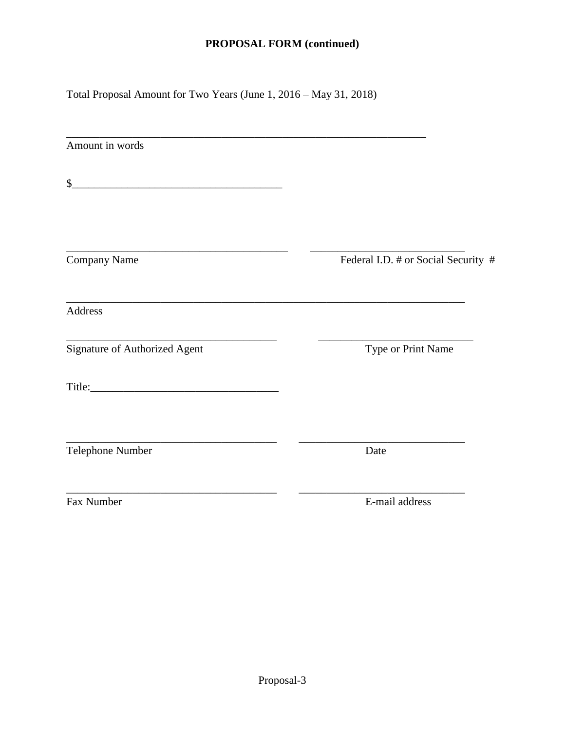**PROPOSAL FORM (continued)**

Total Proposal Amount for Two Years (June 1, 2016 – May 31, 2018)

_____________________________________________________________________
Amount in words

$______________________________________

___________________________________________ ______________________________
Company Name Federal I.D. # or Social Security #

_____________________________________________________________________________
Address

________________________________________ ______________________________
Signature of Authorized Agent Type or Print Name

Title:__________________________________

________________________________________ ______________________________
Telephone Number Date

________________________________________ ______________________________
Fax Number E-mail address